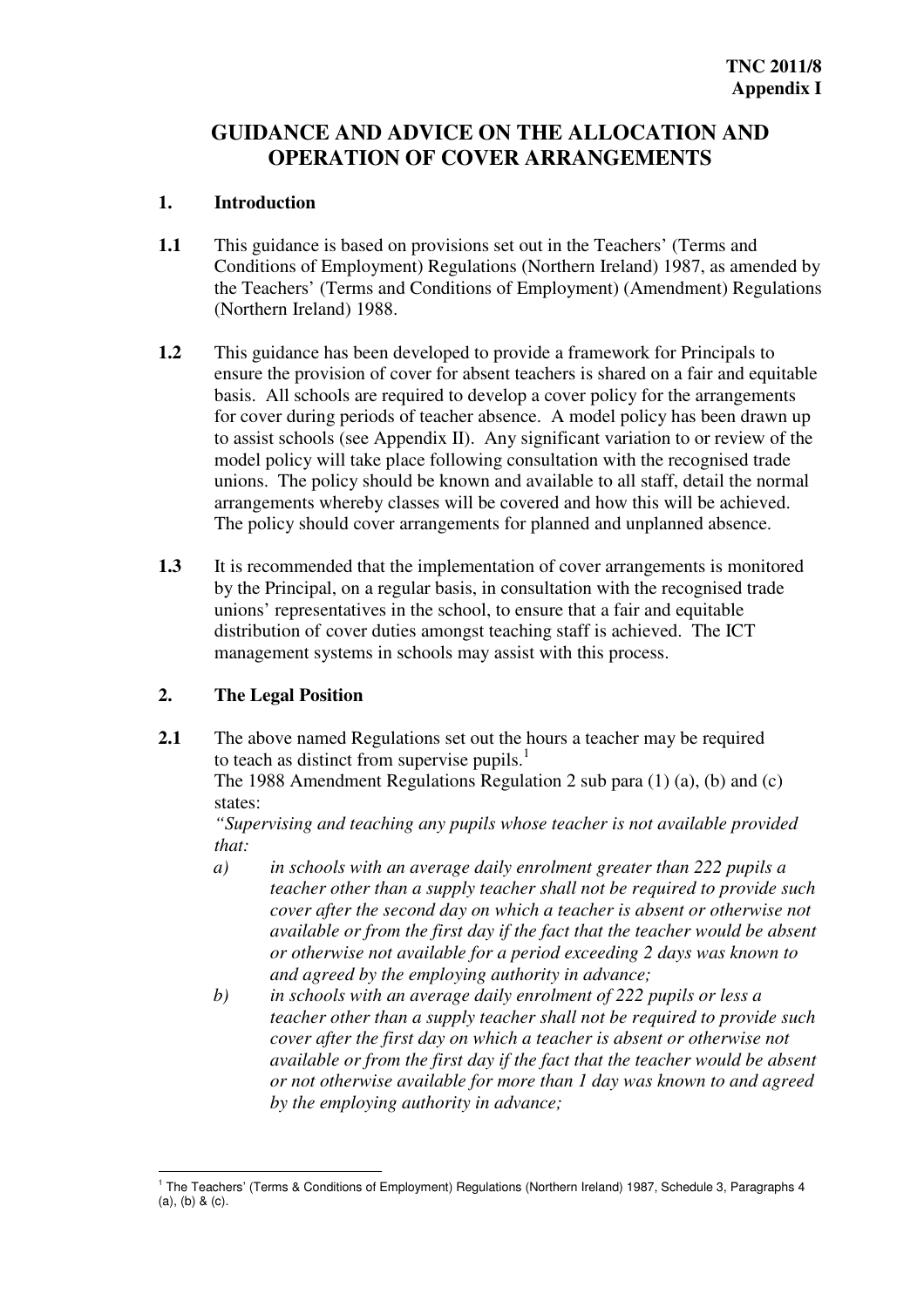**TNC 2011/8**
**Appendix I**

# GUIDANCE AND ADVICE ON THE ALLOCATION AND OPERATION OF COVER ARRANGEMENTS

## 1. Introduction

**1.1** This guidance is based on provisions set out in the Teachers' (Terms and Conditions of Employment) Regulations (Northern Ireland) 1987, as amended by the Teachers' (Terms and Conditions of Employment) (Amendment) Regulations (Northern Ireland) 1988.

**1.2** This guidance has been developed to provide a framework for Principals to ensure the provision of cover for absent teachers is shared on a fair and equitable basis. All schools are required to develop a cover policy for the arrangements for cover during periods of teacher absence. A model policy has been drawn up to assist schools (see Appendix II). Any significant variation to or review of the model policy will take place following consultation with the recognised trade unions. The policy should be known and available to all staff, detail the normal arrangements whereby classes will be covered and how this will be achieved. The policy should cover arrangements for planned and unplanned absence.

**1.3** It is recommended that the implementation of cover arrangements is monitored by the Principal, on a regular basis, in consultation with the recognised trade unions' representatives in the school, to ensure that a fair and equitable distribution of cover duties amongst teaching staff is achieved. The ICT management systems in schools may assist with this process.

## 2. The Legal Position

**2.1** The above named Regulations set out the hours a teacher may be required to teach as distinct from supervise pupils.[1]

The 1988 Amendment Regulations Regulation 2 sub para (1) (a), (b) and (c) states:

*"Supervising and teaching any pupils whose teacher is not available provided that:*

*a) in schools with an average daily enrolment greater than 222 pupils a teacher other than a supply teacher shall not be required to provide such cover after the second day on which a teacher is absent or otherwise not available or from the first day if the fact that the teacher would be absent or otherwise not available for a period exceeding 2 days was known to and agreed by the employing authority in advance;*

*b) in schools with an average daily enrolment of 222 pupils or less a teacher other than a supply teacher shall not be required to provide such cover after the first day on which a teacher is absent or otherwise not available or from the first day if the fact that the teacher would be absent or not otherwise available for more than 1 day was known to and agreed by the employing authority in advance;*

---

[1] The Teachers' (Terms & Conditions of Employment) Regulations (Northern Ireland) 1987, Schedule 3, Paragraphs 4 (a), (b) & (c).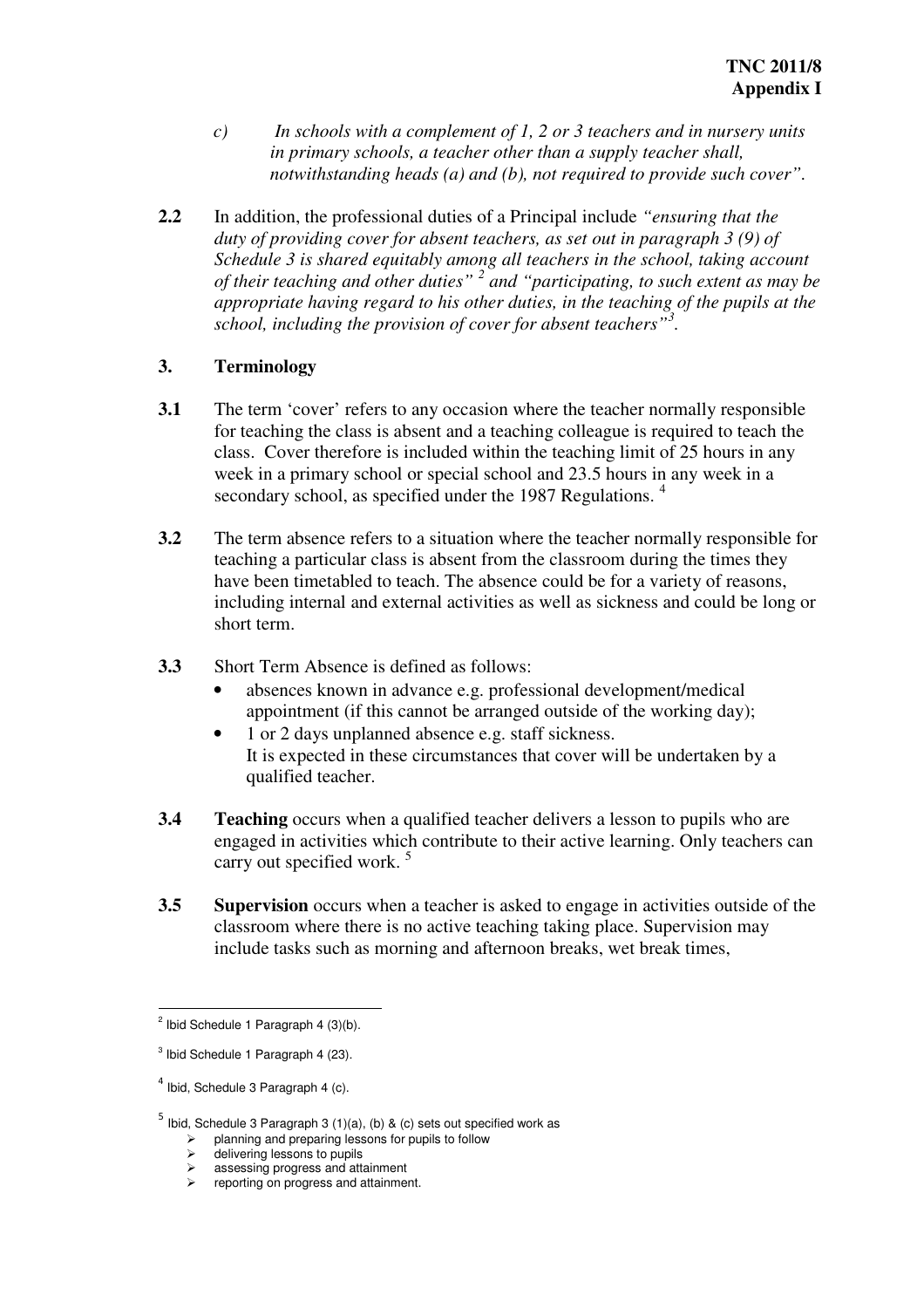*c) In schools with a complement of 1, 2 or 3 teachers and in nursery units in primary schools, a teacher other than a supply teacher shall, notwithstanding heads (a) and (b), not required to provide such cover".*

**2.2** In addition, the professional duties of a Principal include *"ensuring that the duty of providing cover for absent teachers, as set out in paragraph 3 (9) of Schedule 3 is shared equitably among all teachers in the school, taking account of their teaching and other duties"* [2] and *"participating, to such extent as may be appropriate having regard to his other duties, in the teaching of the pupils at the school, including the provision of cover for absent teachers"*[3].

## 3. Terminology

**3.1** The term 'cover' refers to any occasion where the teacher normally responsible for teaching the class is absent and a teaching colleague is required to teach the class. Cover therefore is included within the teaching limit of 25 hours in any week in a primary school or special school and 23.5 hours in any week in a secondary school, as specified under the 1987 Regulations. [4]

**3.2** The term absence refers to a situation where the teacher normally responsible for teaching a particular class is absent from the classroom during the times they have been timetabled to teach. The absence could be for a variety of reasons, including internal and external activities as well as sickness and could be long or short term.

**3.3** Short Term Absence is defined as follows:

- absences known in advance e.g. professional development/medical appointment (if this cannot be arranged outside of the working day);
- 1 or 2 days unplanned absence e.g. staff sickness.

It is expected in these circumstances that cover will be undertaken by a qualified teacher.

**3.4** **Teaching** occurs when a qualified teacher delivers a lesson to pupils who are engaged in activities which contribute to their active learning. Only teachers can carry out specified work. [5]

**3.5** **Supervision** occurs when a teacher is asked to engage in activities outside of the classroom where there is no active teaching taking place. Supervision may include tasks such as morning and afternoon breaks, wet break times,

---

[2] Ibid Schedule 1 Paragraph 4 (3)(b).

[3] Ibid Schedule 1 Paragraph 4 (23).

[4] Ibid, Schedule 3 Paragraph 4 (c).

[5] Ibid, Schedule 3 Paragraph 3 (1)(a), (b) & (c) sets out specified work as

- planning and preparing lessons for pupils to follow
- delivering lessons to pupils
- assessing progress and attainment
- reporting on progress and attainment.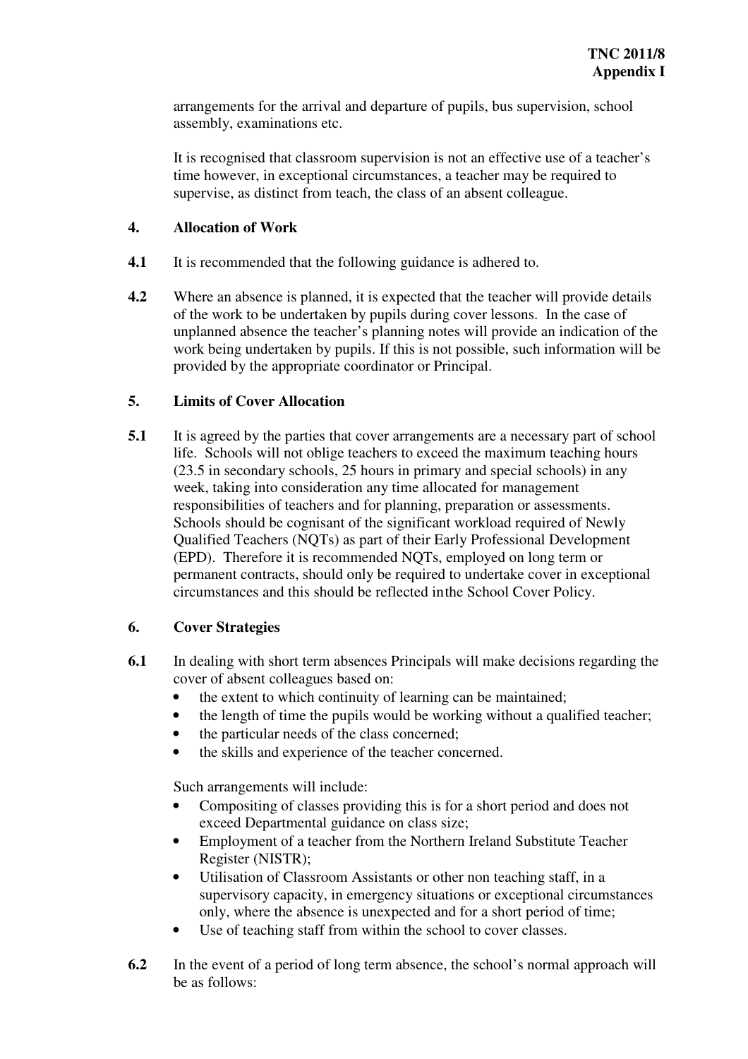arrangements for the arrival and departure of pupils, bus supervision, school assembly, examinations etc.

It is recognised that classroom supervision is not an effective use of a teacher's time however, in exceptional circumstances, a teacher may be required to supervise, as distinct from teach, the class of an absent colleague.

## 4. Allocation of Work

**4.1** It is recommended that the following guidance is adhered to.

**4.2** Where an absence is planned, it is expected that the teacher will provide details of the work to be undertaken by pupils during cover lessons. In the case of unplanned absence the teacher's planning notes will provide an indication of the work being undertaken by pupils. If this is not possible, such information will be provided by the appropriate coordinator or Principal.

## 5. Limits of Cover Allocation

**5.1** It is agreed by the parties that cover arrangements are a necessary part of school life. Schools will not oblige teachers to exceed the maximum teaching hours (23.5 in secondary schools, 25 hours in primary and special schools) in any week, taking into consideration any time allocated for management responsibilities of teachers and for planning, preparation or assessments. Schools should be cognisant of the significant workload required of Newly Qualified Teachers (NQTs) as part of their Early Professional Development (EPD). Therefore it is recommended NQTs, employed on long term or permanent contracts, should only be required to undertake cover in exceptional circumstances and this should be reflected in the School Cover Policy.

## 6. Cover Strategies

**6.1** In dealing with short term absences Principals will make decisions regarding the cover of absent colleagues based on:

- the extent to which continuity of learning can be maintained;
- the length of time the pupils would be working without a qualified teacher;
- the particular needs of the class concerned;
- the skills and experience of the teacher concerned.

Such arrangements will include:

- Compositing of classes providing this is for a short period and does not exceed Departmental guidance on class size;
- Employment of a teacher from the Northern Ireland Substitute Teacher Register (NISTR);
- Utilisation of Classroom Assistants or other non teaching staff, in a supervisory capacity, in emergency situations or exceptional circumstances only, where the absence is unexpected and for a short period of time;
- Use of teaching staff from within the school to cover classes.

**6.2** In the event of a period of long term absence, the school's normal approach will be as follows: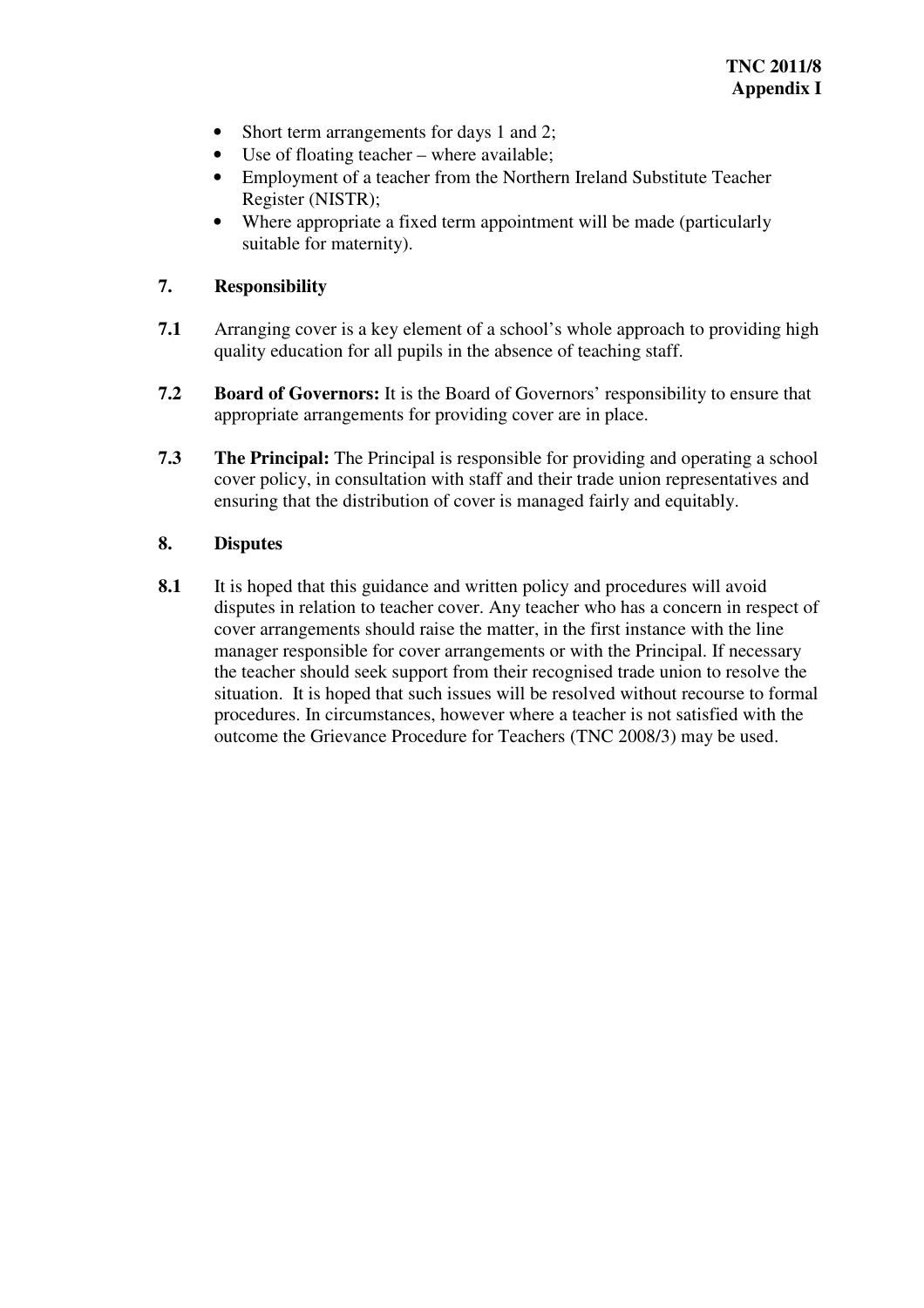- Short term arrangements for days 1 and 2;
- Use of floating teacher – where available;
- Employment of a teacher from the Northern Ireland Substitute Teacher Register (NISTR);
- Where appropriate a fixed term appointment will be made (particularly suitable for maternity).

## 7. Responsibility

**7.1** Arranging cover is a key element of a school's whole approach to providing high quality education for all pupils in the absence of teaching staff.

**7.2** **Board of Governors:** It is the Board of Governors' responsibility to ensure that appropriate arrangements for providing cover are in place.

**7.3** **The Principal:** The Principal is responsible for providing and operating a school cover policy, in consultation with staff and their trade union representatives and ensuring that the distribution of cover is managed fairly and equitably.

## 8. Disputes

**8.1** It is hoped that this guidance and written policy and procedures will avoid disputes in relation to teacher cover. Any teacher who has a concern in respect of cover arrangements should raise the matter, in the first instance with the line manager responsible for cover arrangements or with the Principal. If necessary the teacher should seek support from their recognised trade union to resolve the situation. It is hoped that such issues will be resolved without recourse to formal procedures. In circumstances, however where a teacher is not satisfied with the outcome the Grievance Procedure for Teachers (TNC 2008/3) may be used.